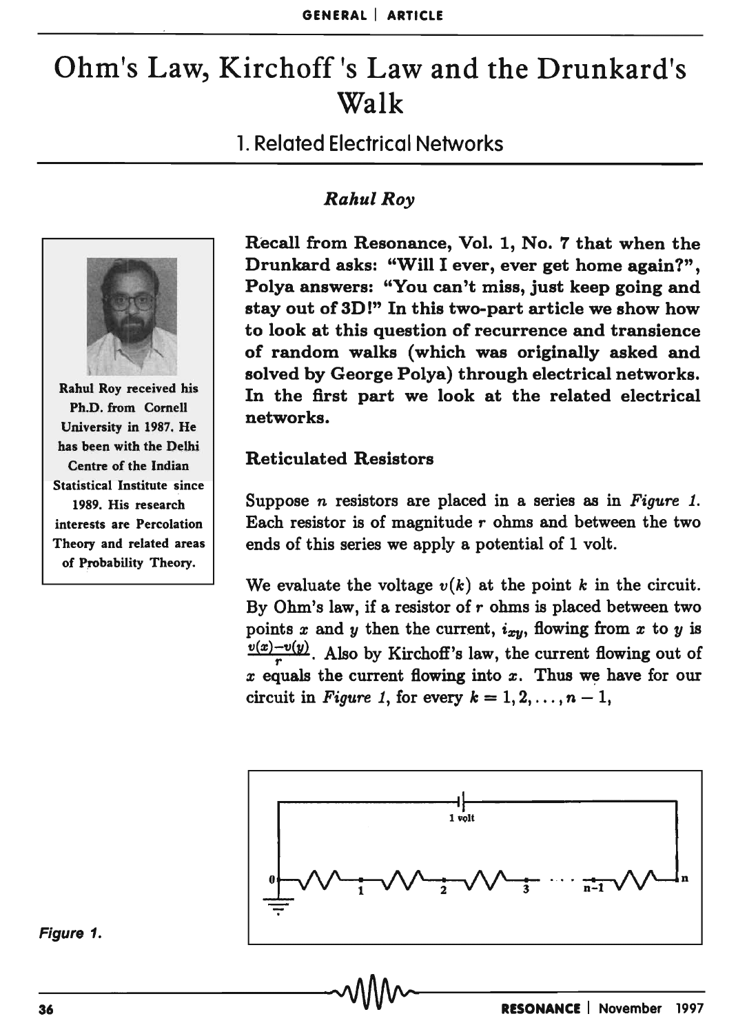GENERAL | ARTICLE

# Ohm's Law, Kirchoff's Law and the Drunkard's Walk

## 1. Related Electrical Networks

*Rahul Roy*

Rahul Roy received his Ph.D. from Cornell University in 1987. He has been with the Delhi Centre of the Indian Statistical Institute since 1989. His research interests are Percolation Theory and related areas of Probability Theory.

**Recall from Resonance, Vol. 1, No. 7 that when the Drunkard asks: "Will I ever, ever get home again?", Polya answers: "You can't miss, just keep going and stay out of 3D!" In this two-part article we show how to look at this question of recurrence and transience of random walks (which was originally asked and solved by George Polya) through electrical networks. In the first part we look at the related electrical networks.**

### Reticulated Resistors

Suppose $n$ resistors are placed in a series as in *Figure 1*. Each resistor is of magnitude $r$ ohms and between the two ends of this series we apply a potential of 1 volt.

We evaluate the voltage $v(k)$ at the point $k$ in the circuit. By Ohm's law, if a resistor of $r$ ohms is placed between two points $x$ and $y$ then the current, $i_{xy}$, flowing from $x$ to $y$ is $\frac{v(x)-v(y)}{r}$. Also by Kirchoff's law, the current flowing out of $x$ equals the current flowing into $x$. Thus we have for our circuit in *Figure 1*, for every $k = 1, 2, \ldots, n-1$,

*Figure 1.*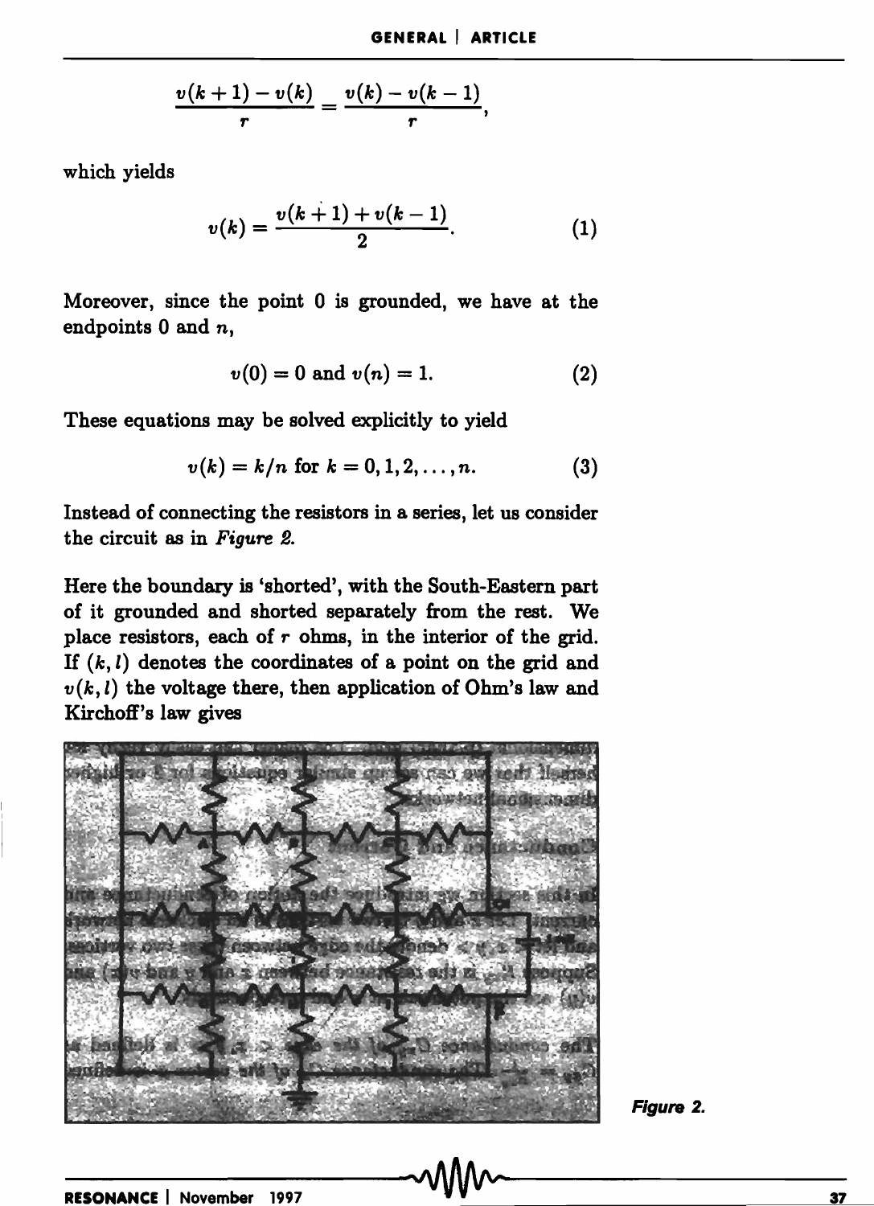$$\frac{v(k+1)-v(k)}{r}=\frac{v(k)-v(k-1)}{r},$$

which yields

$$v(k)=\frac{v(k+1)+v(k-1)}{2}. \quad (1)$$

Moreover, since the point 0 is grounded, we have at the endpoints 0 and $n$,

$$v(0)=0 \text{ and } v(n)=1. \quad (2)$$

These equations may be solved explicitly to yield

$$v(k)=k/n \text{ for } k=0,1,2,\ldots,n. \quad (3)$$

Instead of connecting the resistors in a series, let us consider the circuit as in *Figure 2*.

Here the boundary is 'shorted', with the South-Eastern part of it grounded and shorted separately from the rest. We place resistors, each of $r$ ohms, in the interior of the grid. If $(k,l)$ denotes the coordinates of a point on the grid and $v(k,l)$ the voltage there, then application of Ohm's law and Kirchoff's law gives

*Figure 2.*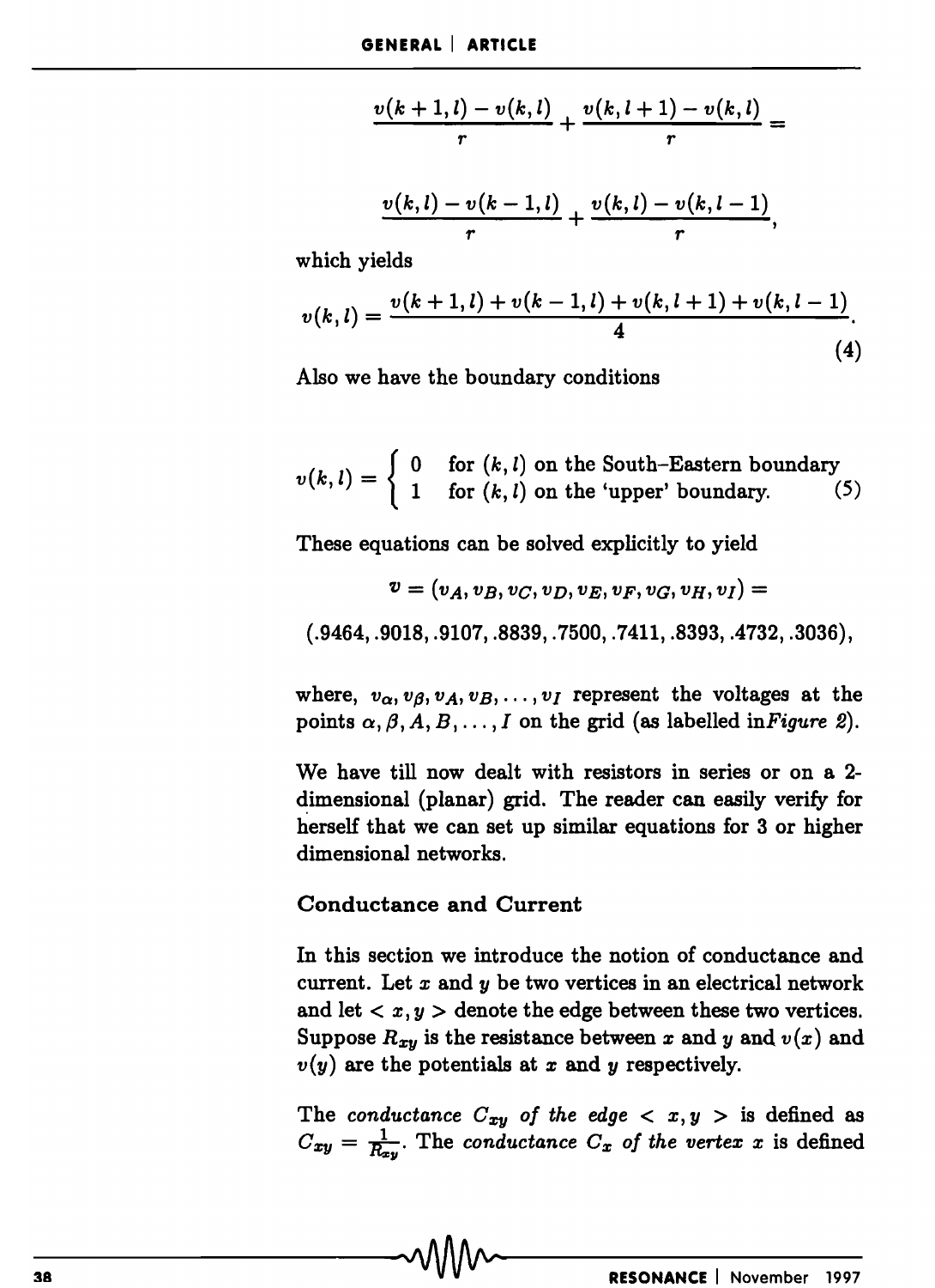$$\frac{v(k+1,l)-v(k,l)}{r}+\frac{v(k,l+1)-v(k,l)}{r}=$$

$$\frac{v(k,l)-v(k-1,l)}{r}+\frac{v(k,l)-v(k,l-1)}{r},$$

which yields

$$v(k,l)=\frac{v(k+1,l)+v(k-1,l)+v(k,l+1)+v(k,l-1)}{4}. \tag{4}$$

Also we have the boundary conditions

$$v(k,l)=\begin{cases} 0 & \text{for } (k,l) \text{ on the South–Eastern boundary} \\ 1 & \text{for } (k,l) \text{ on the 'upper' boundary.} \end{cases} \tag{5}$$

These equations can be solved explicitly to yield

$$v=(v_A,v_B,v_C,v_D,v_E,v_F,v_G,v_H,v_I)=$$

$$(.9464, .9018, .9107, .8839, .7500, .7411, .8393, .4732, .3036),$$

where, $v_\alpha, v_\beta, v_A, v_B, \ldots, v_I$ represent the voltages at the points $\alpha, \beta, A, B, \ldots, I$ on the grid (as labelled in *Figure 2*).

We have till now dealt with resistors in series or on a 2-dimensional (planar) grid. The reader can easily verify for herself that we can set up similar equations for 3 or higher dimensional networks.

### Conductance and Current

In this section we introduce the notion of conductance and current. Let $x$ and $y$ be two vertices in an electrical network and let $< x, y >$ denote the edge between these two vertices. Suppose $R_{xy}$ is the resistance between $x$ and $y$ and $v(x)$ and $v(y)$ are the potentials at $x$ and $y$ respectively.

The *conductance* $C_{xy}$ *of the edge* $< x, y >$ is defined as $C_{xy} = \frac{1}{R_{xy}}$. The *conductance* $C_x$ *of the vertex* $x$ is defined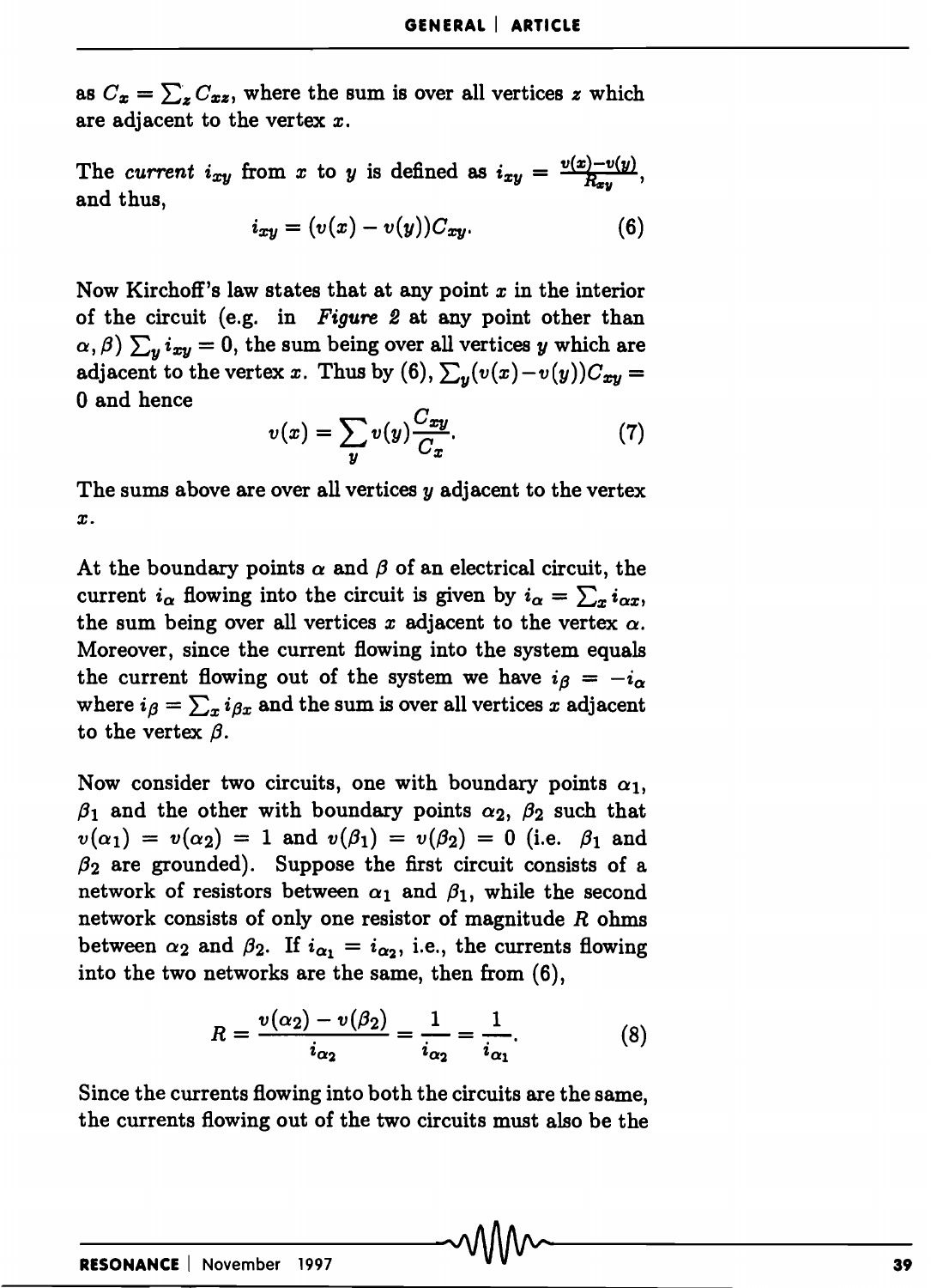as $C_x = \sum_z C_{xz}$, where the sum is over all vertices $z$ which are adjacent to the vertex $x$.

The *current* $i_{xy}$ from $x$ to $y$ is defined as $i_{xy} = \frac{v(x)-v(y)}{R_{xy}}$, and thus,

$$i_{xy} = (v(x) - v(y))C_{xy}. \tag{6}$$

Now Kirchoff's law states that at any point $x$ in the interior of the circuit (e.g. in *Figure 2* at any point other than $\alpha, \beta$) $\sum_y i_{xy} = 0$, the sum being over all vertices $y$ which are adjacent to the vertex $x$. Thus by (6), $\sum_y (v(x)-v(y))C_{xy} = 0$ and hence

$$v(x) = \sum_y v(y) \frac{C_{xy}}{C_x}. \tag{7}$$

The sums above are over all vertices $y$ adjacent to the vertex $x$.

At the boundary points $\alpha$ and $\beta$ of an electrical circuit, the current $i_\alpha$ flowing into the circuit is given by $i_\alpha = \sum_x i_{\alpha x}$, the sum being over all vertices $x$ adjacent to the vertex $\alpha$. Moreover, since the current flowing into the system equals the current flowing out of the system we have $i_\beta = -i_\alpha$ where $i_\beta = \sum_x i_{\beta x}$ and the sum is over all vertices $x$ adjacent to the vertex $\beta$.

Now consider two circuits, one with boundary points $\alpha_1$, $\beta_1$ and the other with boundary points $\alpha_2$, $\beta_2$ such that $v(\alpha_1) = v(\alpha_2) = 1$ and $v(\beta_1) = v(\beta_2) = 0$ (i.e. $\beta_1$ and $\beta_2$ are grounded). Suppose the first circuit consists of a network of resistors between $\alpha_1$ and $\beta_1$, while the second network consists of only one resistor of magnitude $R$ ohms between $\alpha_2$ and $\beta_2$. If $i_{\alpha_1} = i_{\alpha_2}$, i.e., the currents flowing into the two networks are the same, then from (6),

$$R = \frac{v(\alpha_2) - v(\beta_2)}{i_{\alpha_2}} = \frac{1}{i_{\alpha_2}} = \frac{1}{i_{\alpha_1}}. \tag{8}$$

Since the currents flowing into both the circuits are the same, the currents flowing out of the two circuits must also be the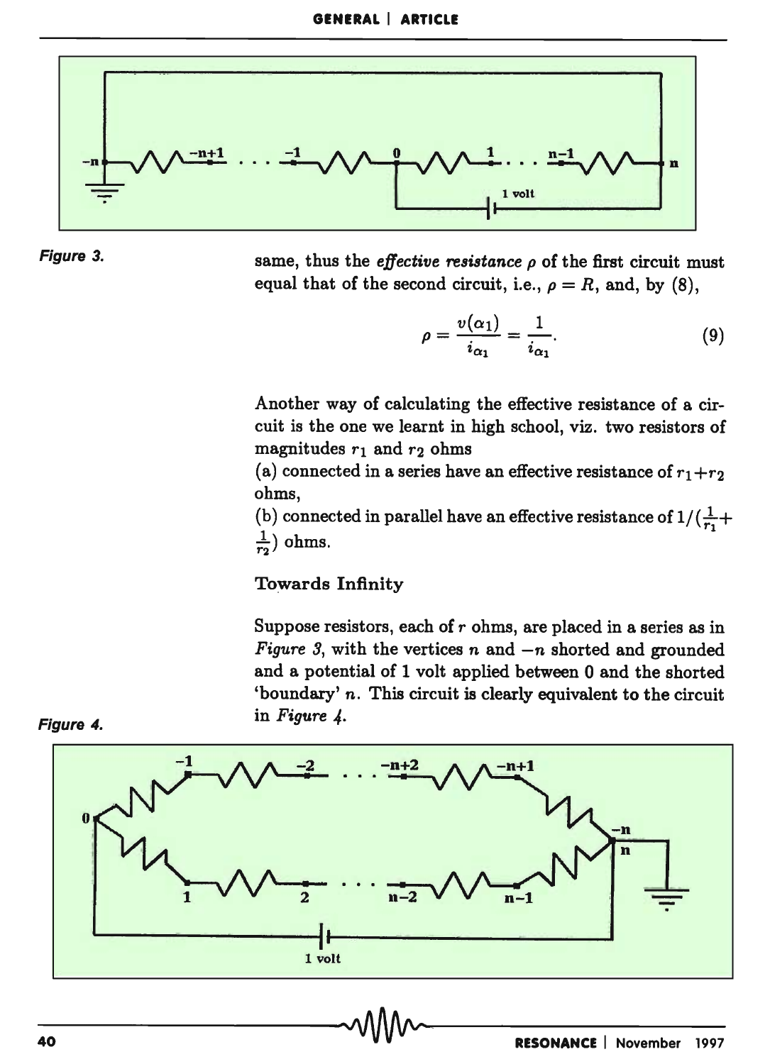Figure 3.

same, thus the *effective resistance* $\rho$ of the first circuit must equal that of the second circuit, i.e., $\rho = R$, and, by (8),

$$\rho = \frac{v(\alpha_1)}{i_{\alpha_1}} = \frac{1}{i_{\alpha_1}}. \tag{9}$$

Another way of calculating the effective resistance of a circuit is the one we learnt in high school, viz. two resistors of magnitudes $r_1$ and $r_2$ ohms

(a) connected in a series have an effective resistance of $r_1+r_2$ ohms,

(b) connected in parallel have an effective resistance of $1/(\frac{1}{r_1}+\frac{1}{r_2})$ ohms.

## Towards Infinity

Suppose resistors, each of $r$ ohms, are placed in a series as in *Figure 3*, with the vertices $n$ and $-n$ shorted and grounded and a potential of 1 volt applied between 0 and the shorted 'boundary' $n$. This circuit is clearly equivalent to the circuit in *Figure 4*.

Figure 4.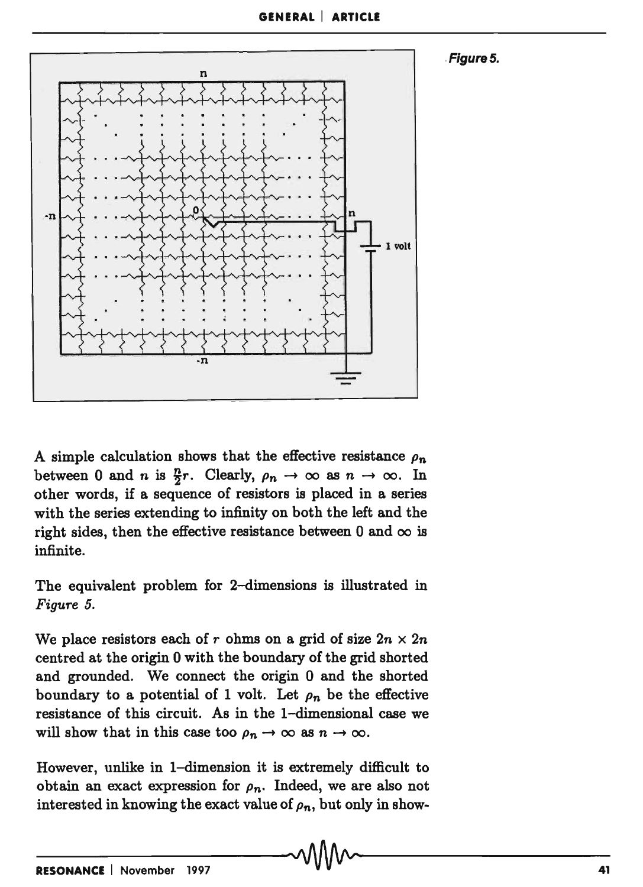*Figure 5.*

A simple calculation shows that the effective resistance $\rho_n$ between 0 and $n$ is $\frac{n}{2}r$. Clearly, $\rho_n \to \infty$ as $n \to \infty$. In other words, if a sequence of resistors is placed in a series with the series extending to infinity on both the left and the right sides, then the effective resistance between 0 and $\infty$ is infinite.

The equivalent problem for 2–dimensions is illustrated in *Figure 5*.

We place resistors each of $r$ ohms on a grid of size $2n \times 2n$ centred at the origin 0 with the boundary of the grid shorted and grounded. We connect the origin 0 and the shorted boundary to a potential of 1 volt. Let $\rho_n$ be the effective resistance of this circuit. As in the 1–dimensional case we will show that in this case too $\rho_n \to \infty$ as $n \to \infty$.

However, unlike in 1–dimension it is extremely difficult to obtain an exact expression for $\rho_n$. Indeed, we are also not interested in knowing the exact value of $\rho_n$, but only in show-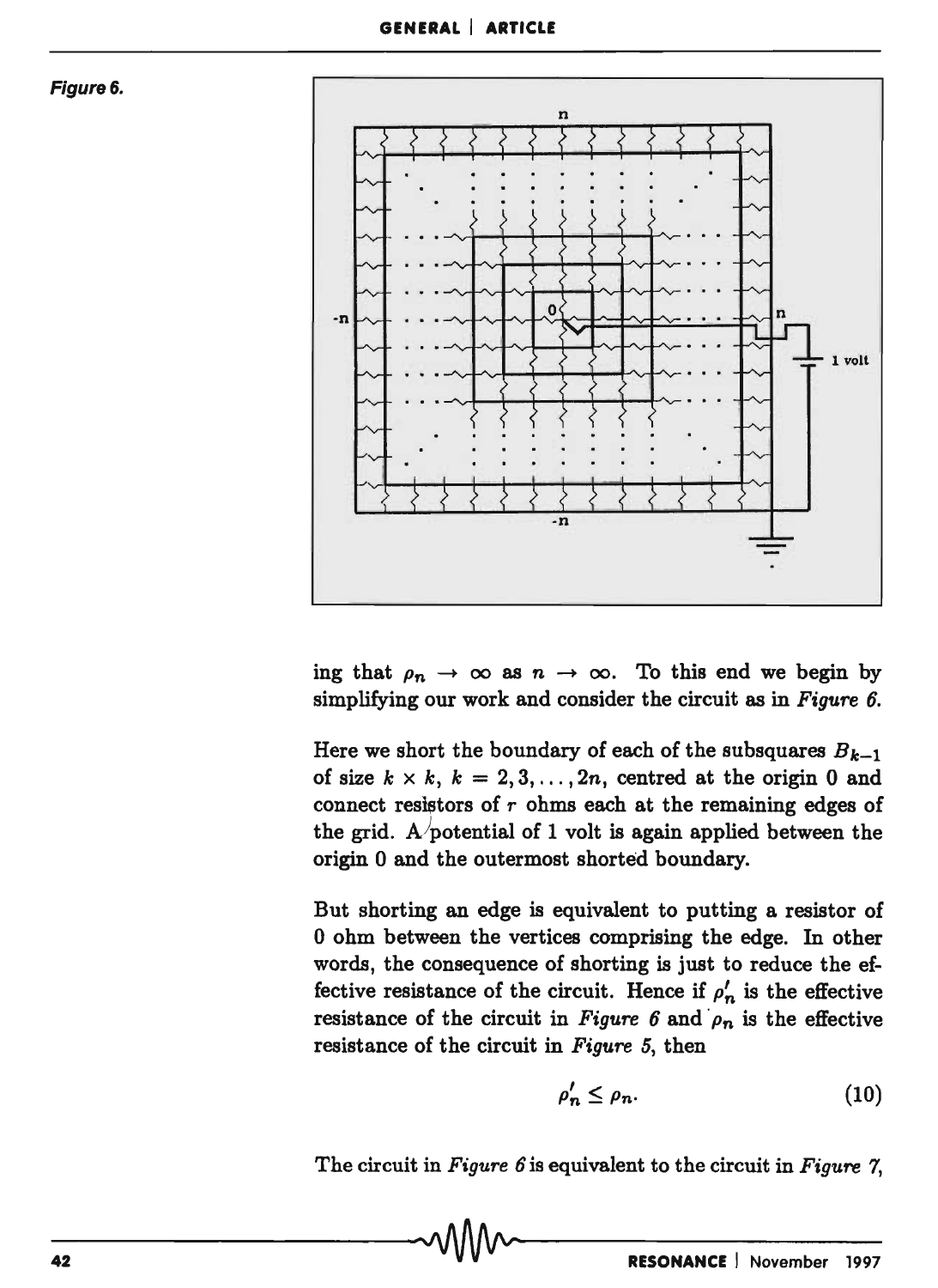Figure 6.

ing that $\rho_n \to \infty$ as $n \to \infty$. To this end we begin by simplifying our work and consider the circuit as in *Figure 6*.

Here we short the boundary of each of the subsquares $B_{k-1}$ of size $k \times k$, $k = 2, 3, \ldots, 2n$, centred at the origin 0 and connect resistors of $r$ ohms each at the remaining edges of the grid. A potential of 1 volt is again applied between the origin 0 and the outermost shorted boundary.

But shorting an edge is equivalent to putting a resistor of 0 ohm between the vertices comprising the edge. In other words, the consequence of shorting is just to reduce the effective resistance of the circuit. Hence if $\rho'_n$ is the effective resistance of the circuit in *Figure 6* and $\rho_n$ is the effective resistance of the circuit in *Figure 5*, then

$$\rho'_n \leq \rho_n. \tag{10}$$

The circuit in *Figure 6* is equivalent to the circuit in *Figure 7*,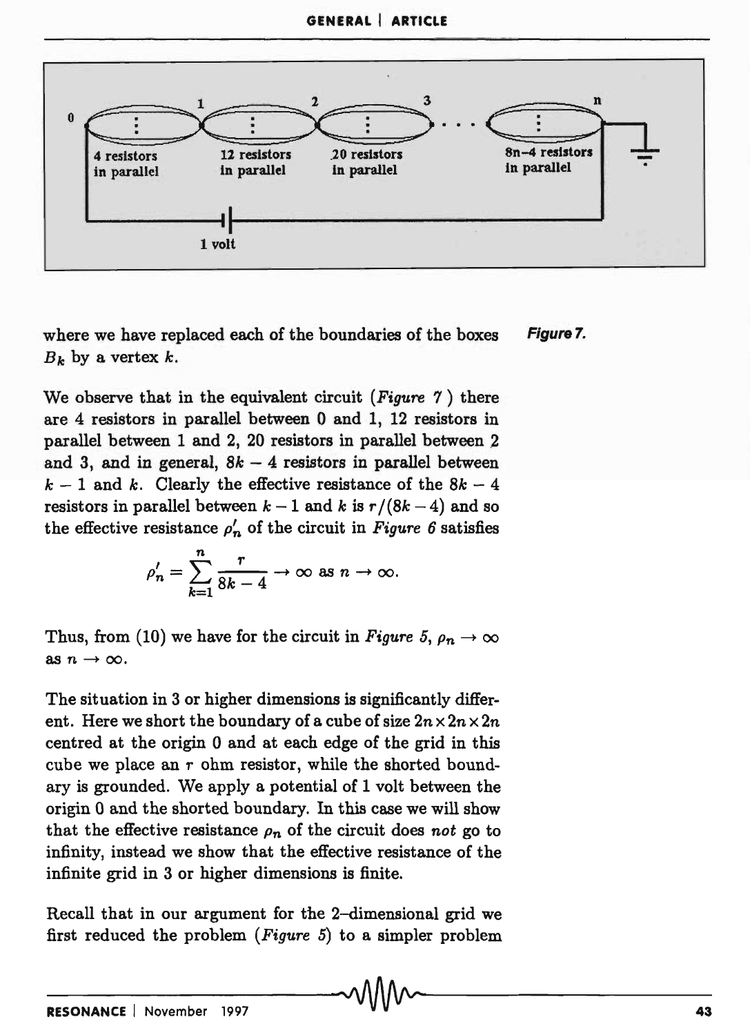where we have replaced each of the boundaries of the boxes $B_k$ by a vertex $k$.

Figure 7.

We observe that in the equivalent circuit (*Figure 7*) there are 4 resistors in parallel between 0 and 1, 12 resistors in parallel between 1 and 2, 20 resistors in parallel between 2 and 3, and in general, $8k - 4$ resistors in parallel between $k - 1$ and $k$. Clearly the effective resistance of the $8k - 4$ resistors in parallel between $k - 1$ and $k$ is $r/(8k - 4)$ and so the effective resistance $\rho'_n$ of the circuit in *Figure 6* satisfies

$$\rho'_n = \sum_{k=1}^{n} \frac{r}{8k - 4} \to \infty \text{ as } n \to \infty.$$

Thus, from (10) we have for the circuit in *Figure 5*, $\rho_n \to \infty$ as $n \to \infty$.

The situation in 3 or higher dimensions is significantly different. Here we short the boundary of a cube of size $2n \times 2n \times 2n$ centred at the origin 0 and at each edge of the grid in this cube we place an $r$ ohm resistor, while the shorted boundary is grounded. We apply a potential of 1 volt between the origin 0 and the shorted boundary. In this case we will show that the effective resistance $\rho_n$ of the circuit does *not* go to infinity, instead we show that the effective resistance of the infinite grid in 3 or higher dimensions is finite.

Recall that in our argument for the 2–dimensional grid we first reduced the problem (*Figure 5*) to a simpler problem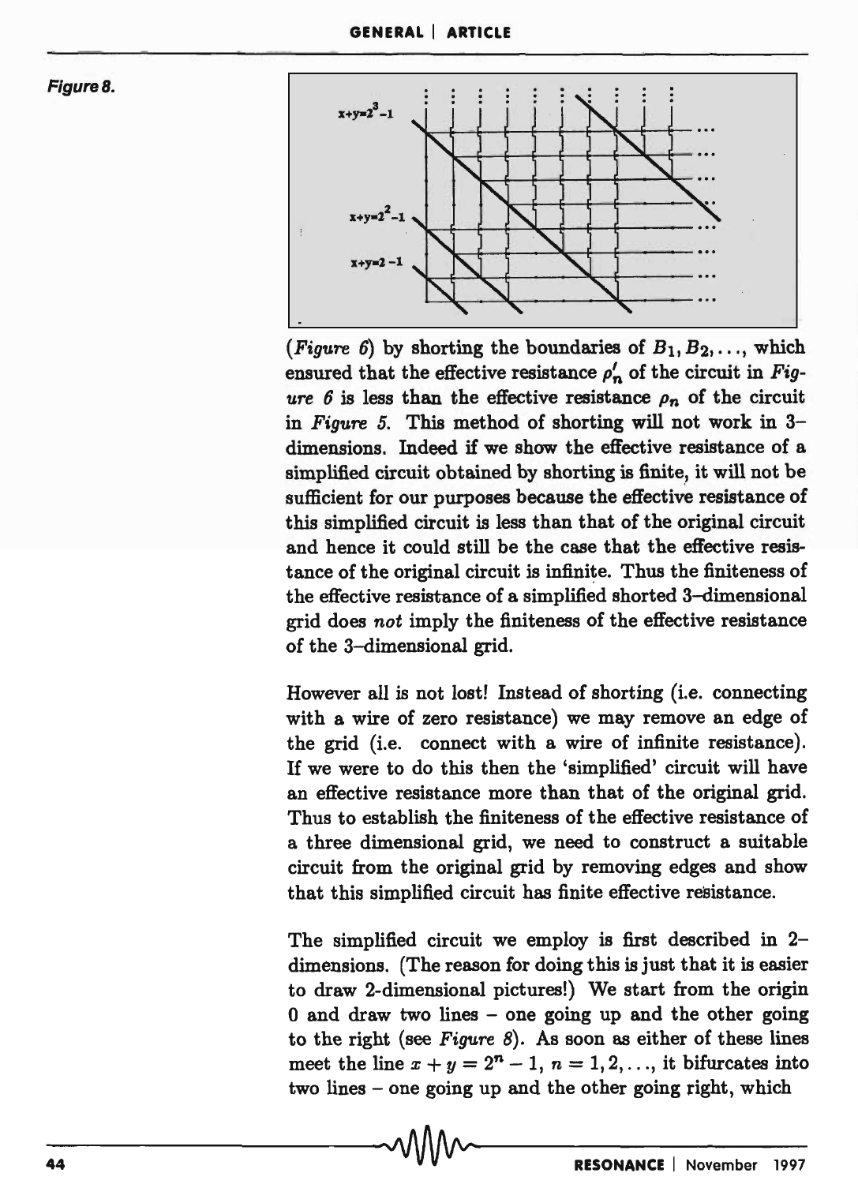Figure 8.

(*Figure 6*) by shorting the boundaries of $B_1, B_2, \ldots$, which ensured that the effective resistance $\rho'_n$ of the circuit in *Figure 6* is less than the effective resistance $\rho_n$ of the circuit in *Figure 5*. This method of shorting will not work in 3–dimensions. Indeed if we show the effective resistance of a simplified circuit obtained by shorting is finite, it will not be sufficient for our purposes because the effective resistance of this simplified circuit is less than that of the original circuit and hence it could still be the case that the effective resistance of the original circuit is infinite. Thus the finiteness of the effective resistance of a simplified shorted 3–dimensional grid does *not* imply the finiteness of the effective resistance of the 3–dimensional grid.

However all is not lost! Instead of shorting (i.e. connecting with a wire of zero resistance) we may remove an edge of the grid (i.e. connect with a wire of infinite resistance). If we were to do this then the 'simplified' circuit will have an effective resistance more than that of the original grid. Thus to establish the finiteness of the effective resistance of a three dimensional grid, we need to construct a suitable circuit from the original grid by removing edges and show that this simplified circuit has finite effective resistance.

The simplified circuit we employ is first described in 2–dimensions. (The reason for doing this is just that it is easier to draw 2-dimensional pictures!) We start from the origin 0 and draw two lines – one going up and the other going to the right (see *Figure 8*). As soon as either of these lines meet the line $x + y = 2^n - 1$, $n = 1, 2, \ldots$, it bifurcates into two lines – one going up and the other going right, which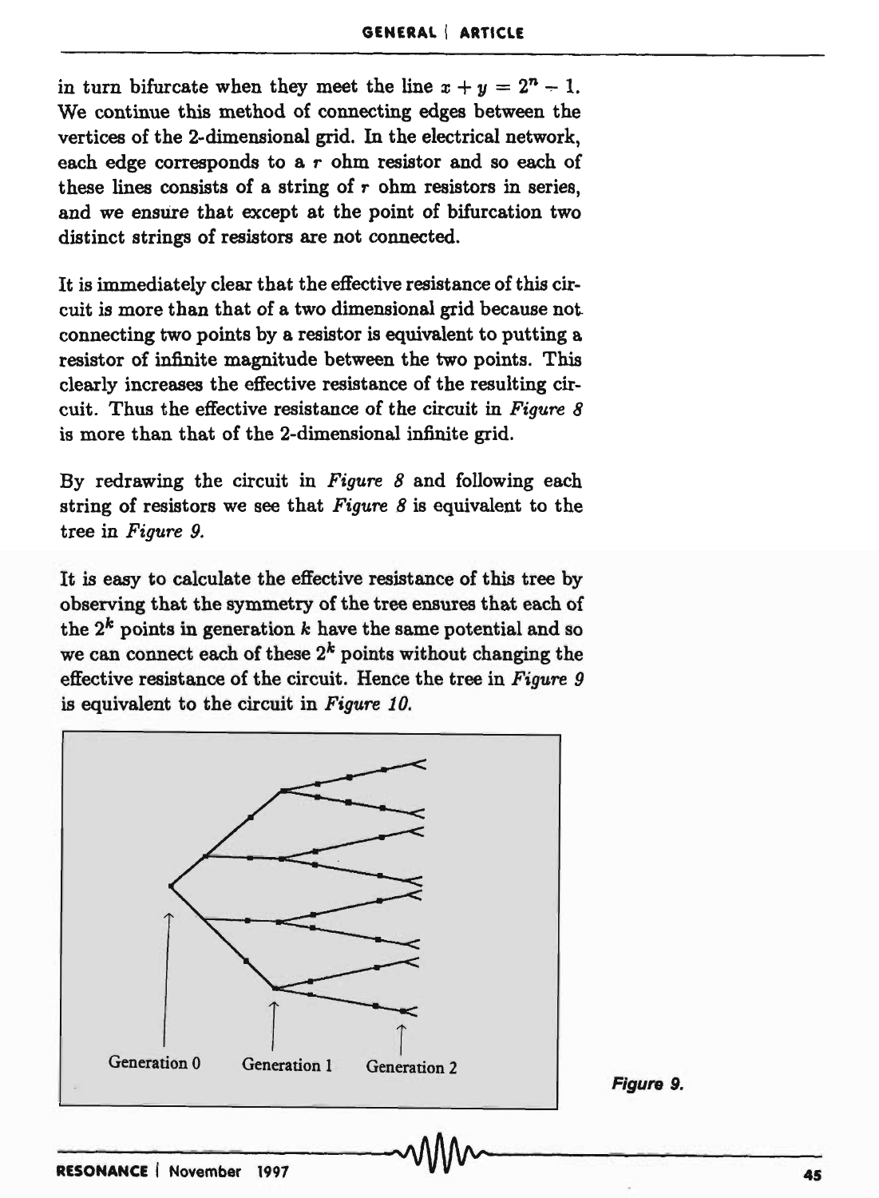in turn bifurcate when they meet the line $x + y = 2^n - 1$. We continue this method of connecting edges between the vertices of the 2-dimensional grid. In the electrical network, each edge corresponds to a $r$ ohm resistor and so each of these lines consists of a string of $r$ ohm resistors in series, and we ensure that except at the point of bifurcation two distinct strings of resistors are not connected.

It is immediately clear that the effective resistance of this circuit is more than that of a two dimensional grid because not connecting two points by a resistor is equivalent to putting a resistor of infinite magnitude between the two points. This clearly increases the effective resistance of the resulting circuit. Thus the effective resistance of the circuit in *Figure 8* is more than that of the 2-dimensional infinite grid.

By redrawing the circuit in *Figure 8* and following each string of resistors we see that *Figure 8* is equivalent to the tree in *Figure 9.*

It is easy to calculate the effective resistance of this tree by observing that the symmetry of the tree ensures that each of the $2^k$ points in generation $k$ have the same potential and so we can connect each of these $2^k$ points without changing the effective resistance of the circuit. Hence the tree in *Figure 9* is equivalent to the circuit in *Figure 10.*

Generation 0 Generation 1 Generation 2

*Figure 9.*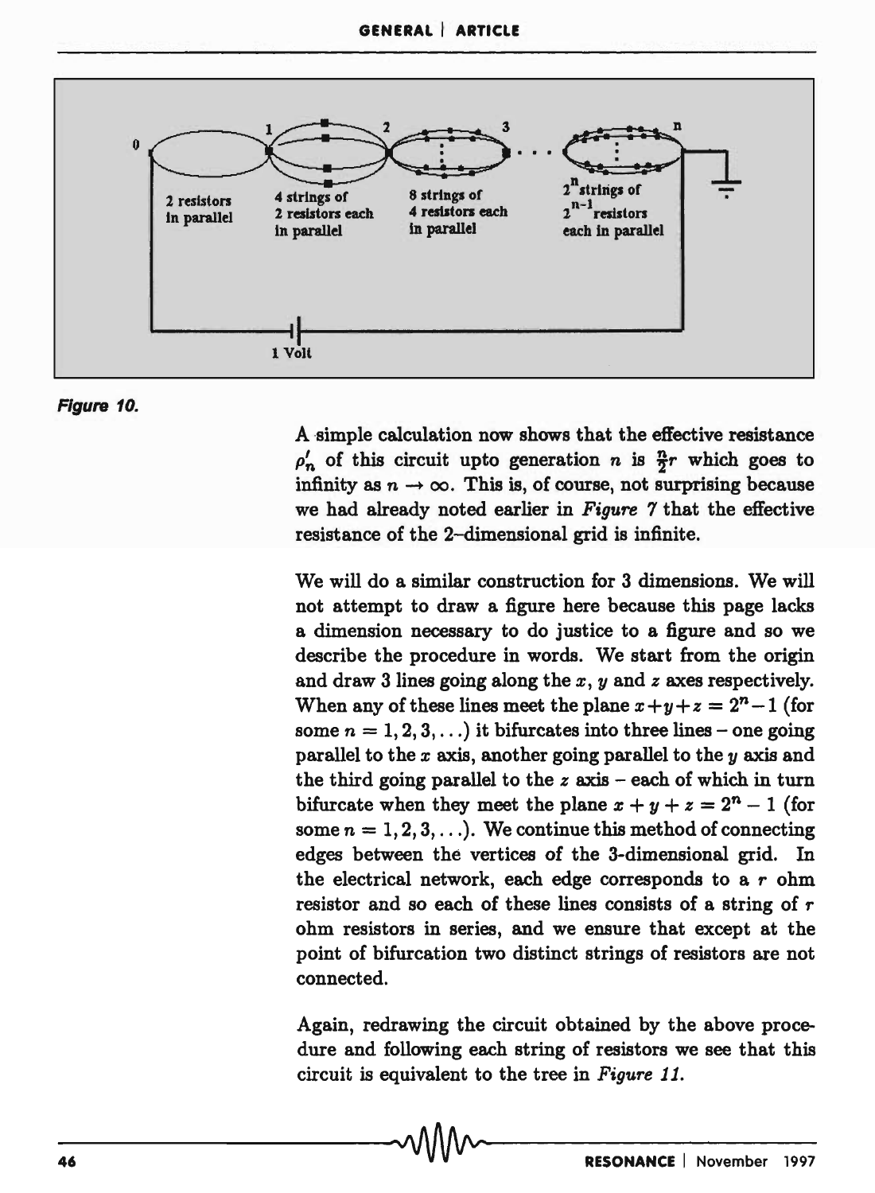**Figure 10.**

A simple calculation now shows that the effective resistance $\rho'_n$ of this circuit upto generation $n$ is $\frac{n}{2}r$ which goes to infinity as $n \to \infty$. This is, of course, not surprising because we had already noted earlier in *Figure 7* that the effective resistance of the 2-dimensional grid is infinite.

We will do a similar construction for 3 dimensions. We will not attempt to draw a figure here because this page lacks a dimension necessary to do justice to a figure and so we describe the procedure in words. We start from the origin and draw 3 lines going along the $x$, $y$ and $z$ axes respectively. When any of these lines meet the plane $x+y+z = 2^n - 1$ (for some $n = 1, 2, 3, \ldots$) it bifurcates into three lines – one going parallel to the $x$ axis, another going parallel to the $y$ axis and the third going parallel to the $z$ axis – each of which in turn bifurcate when they meet the plane $x + y + z = 2^n - 1$ (for some $n = 1, 2, 3, \ldots$). We continue this method of connecting edges between the vertices of the 3-dimensional grid. In the electrical network, each edge corresponds to a $r$ ohm resistor and so each of these lines consists of a string of $r$ ohm resistors in series, and we ensure that except at the point of bifurcation two distinct strings of resistors are not connected.

Again, redrawing the circuit obtained by the above procedure and following each string of resistors we see that this circuit is equivalent to the tree in *Figure 11*.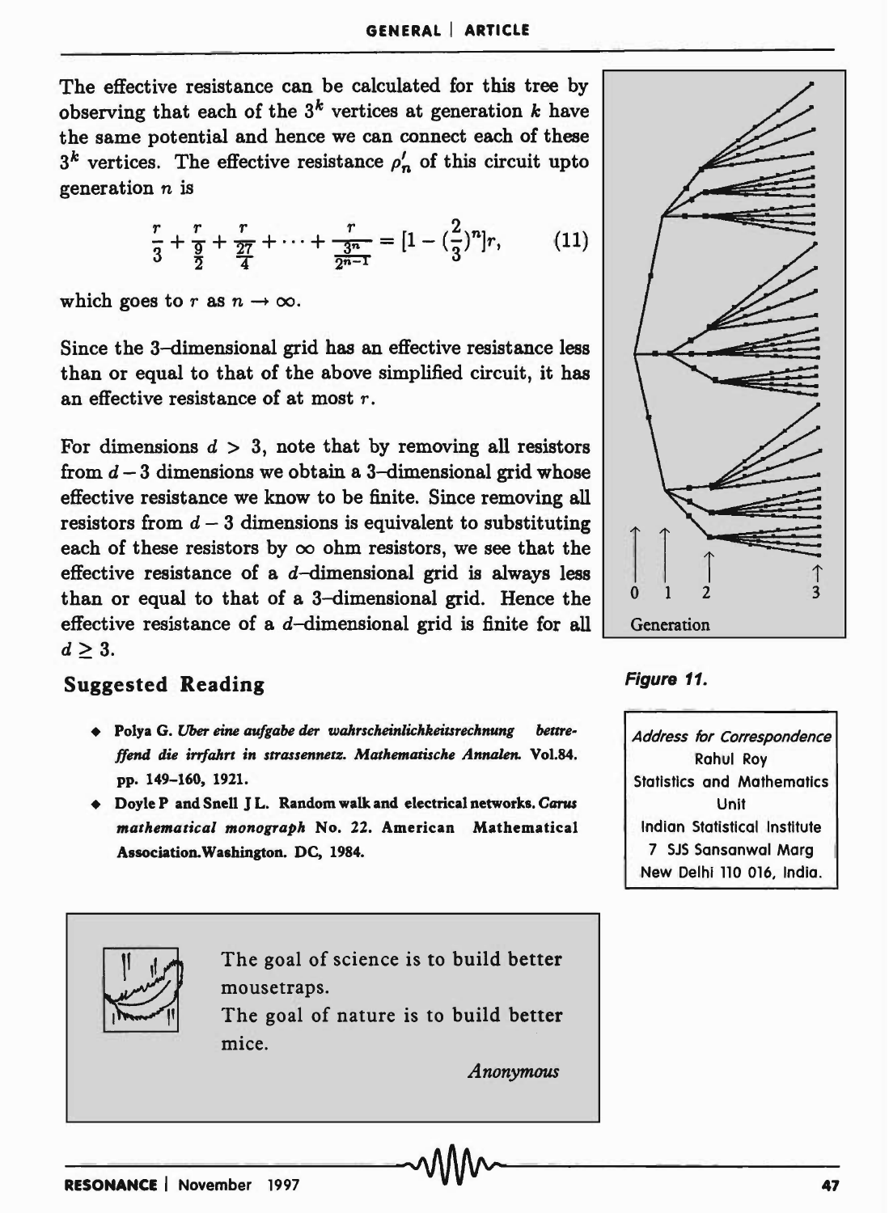The effective resistance can be calculated for this tree by observing that each of the $3^k$ vertices at generation $k$ have the same potential and hence we can connect each of these $3^k$ vertices. The effective resistance $\rho_n'$ of this circuit upto generation $n$ is

$$\frac{r}{3} + \frac{r}{\frac{9}{2}} + \frac{r}{\frac{27}{4}} + \cdots + \frac{r}{\frac{3^n}{2^{n-1}}} = [1 - (\frac{2}{3})^n]r, \qquad (11)$$

which goes to $r$ as $n \to \infty$.

Since the 3–dimensional grid has an effective resistance less than or equal to that of the above simplified circuit, it has an effective resistance of at most $r$.

For dimensions $d > 3$, note that by removing all resistors from $d - 3$ dimensions we obtain a 3–dimensional grid whose effective resistance we know to be finite. Since removing all resistors from $d - 3$ dimensions is equivalent to substituting each of these resistors by $\infty$ ohm resistors, we see that the effective resistance of a $d$–dimensional grid is always less than or equal to that of a 3–dimensional grid. Hence the effective resistance of a $d$–dimensional grid is finite for all $d \geq 3$.

0 1 2 3

Generation

*Figure 11.*

## Suggested Reading

- Polya G. *Uber eine aufgabe der wahrscheinlichkeitsrechnung bettreffend die irrfahrt in strassennetz. Mathematische Annalen.* Vol.84. pp. 149–160, 1921.
- Doyle P and Snell J L. Random walk and electrical networks. *Carus mathematical monograph* No. 22. American Mathematical Association. Washington. DC, 1984.

*Address for Correspondence*
Rahul Roy
Statistics and Mathematics Unit
Indian Statistical Institute
7 SJS Sansanwal Marg
New Delhi 110 016, India.

The goal of science is to build better mousetraps.
The goal of nature is to build better mice.

*Anonymous*